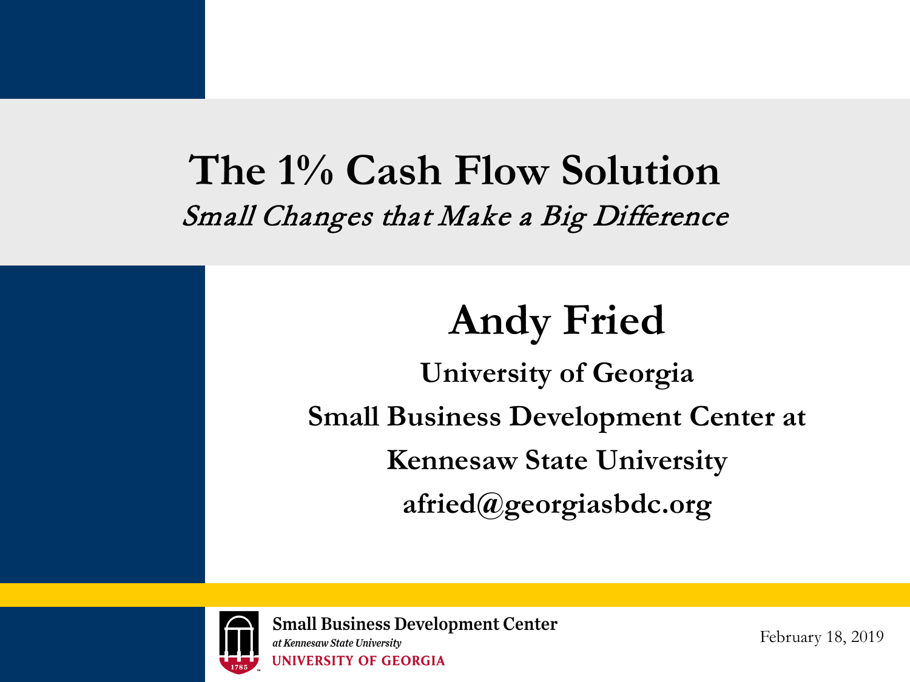# The 1% Cash Flow Solution

*Small Changes that Make a Big Difference*

## Andy Fried

**University of Georgia**

**Small Business Development Center at**

**Kennesaw State University**

**afried@georgiasbdc.org**

Small Business Development Center
*at Kennesaw State University*
UNIVERSITY OF GEORGIA

February 18, 2019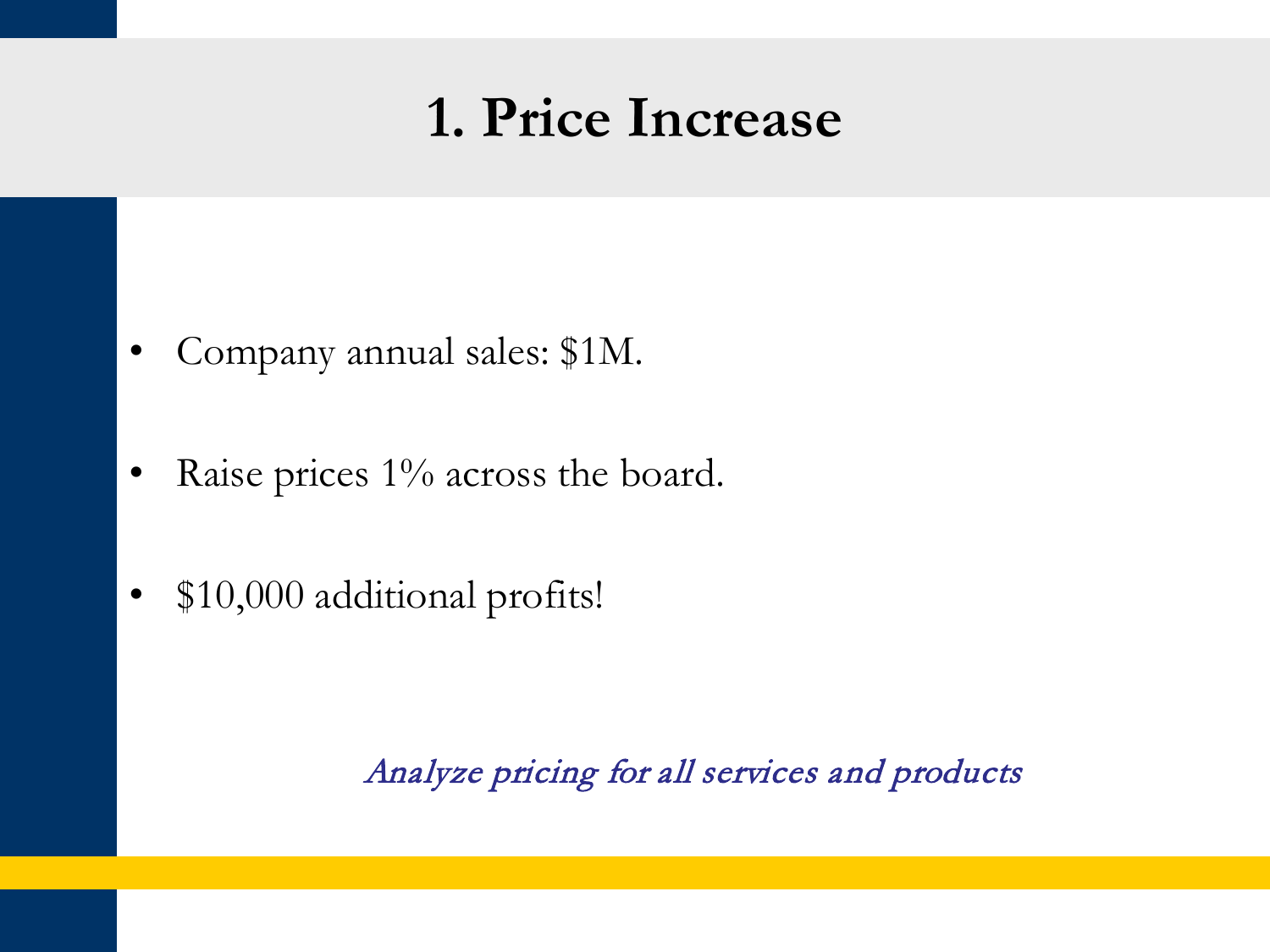# 1. Price Increase

- Company annual sales: $1M.
- Raise prices 1% across the board.
- $10,000 additional profits!

*Analyze pricing for all services and products*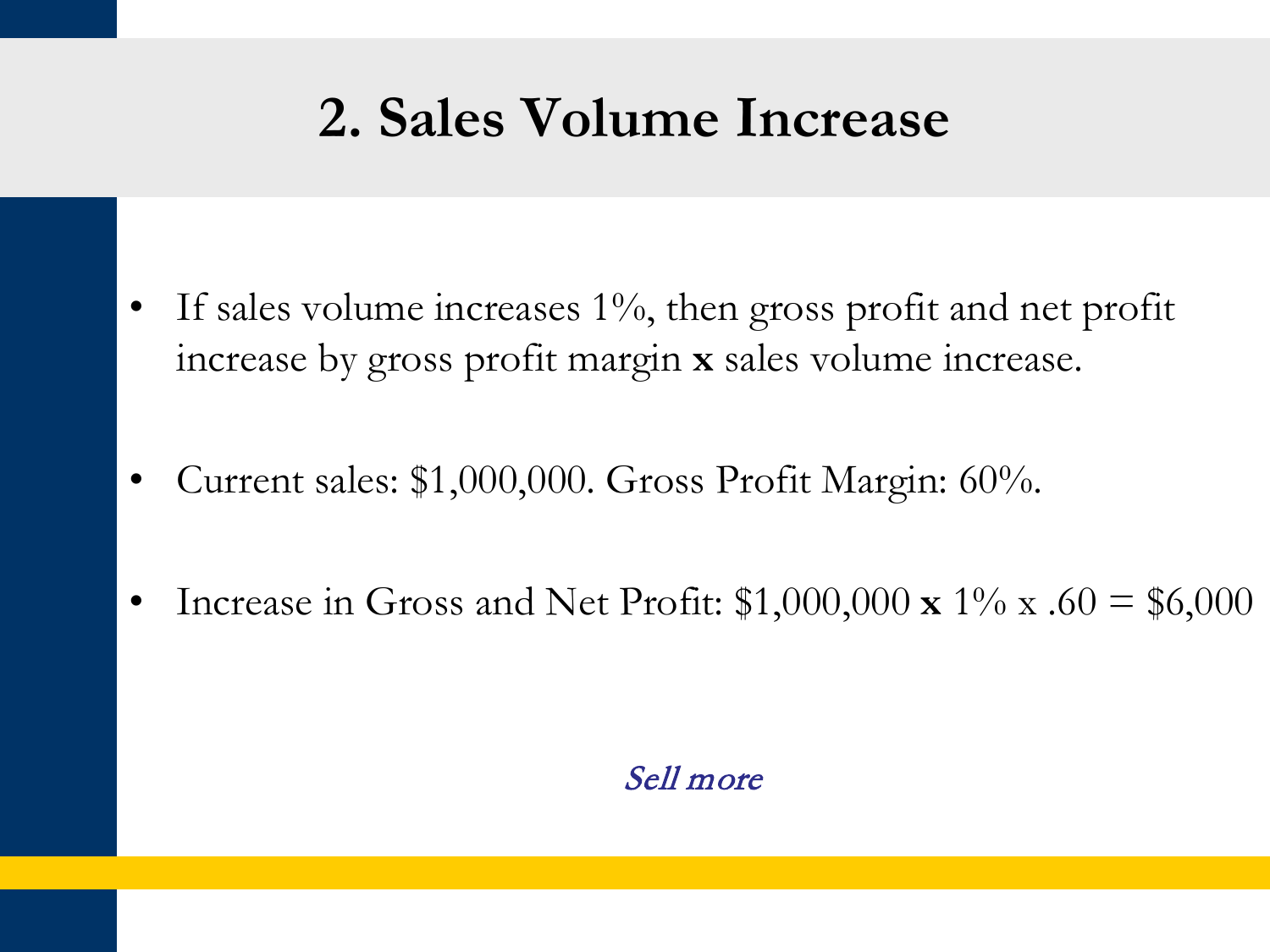# 2. Sales Volume Increase

- If sales volume increases 1%, then gross profit and net profit increase by gross profit margin **x** sales volume increase.

- Current sales: $1,000,000. Gross Profit Margin: 60%.

- Increase in Gross and Net Profit: $1,000,000 **x** 1% x .60 = $6,000

*Sell more*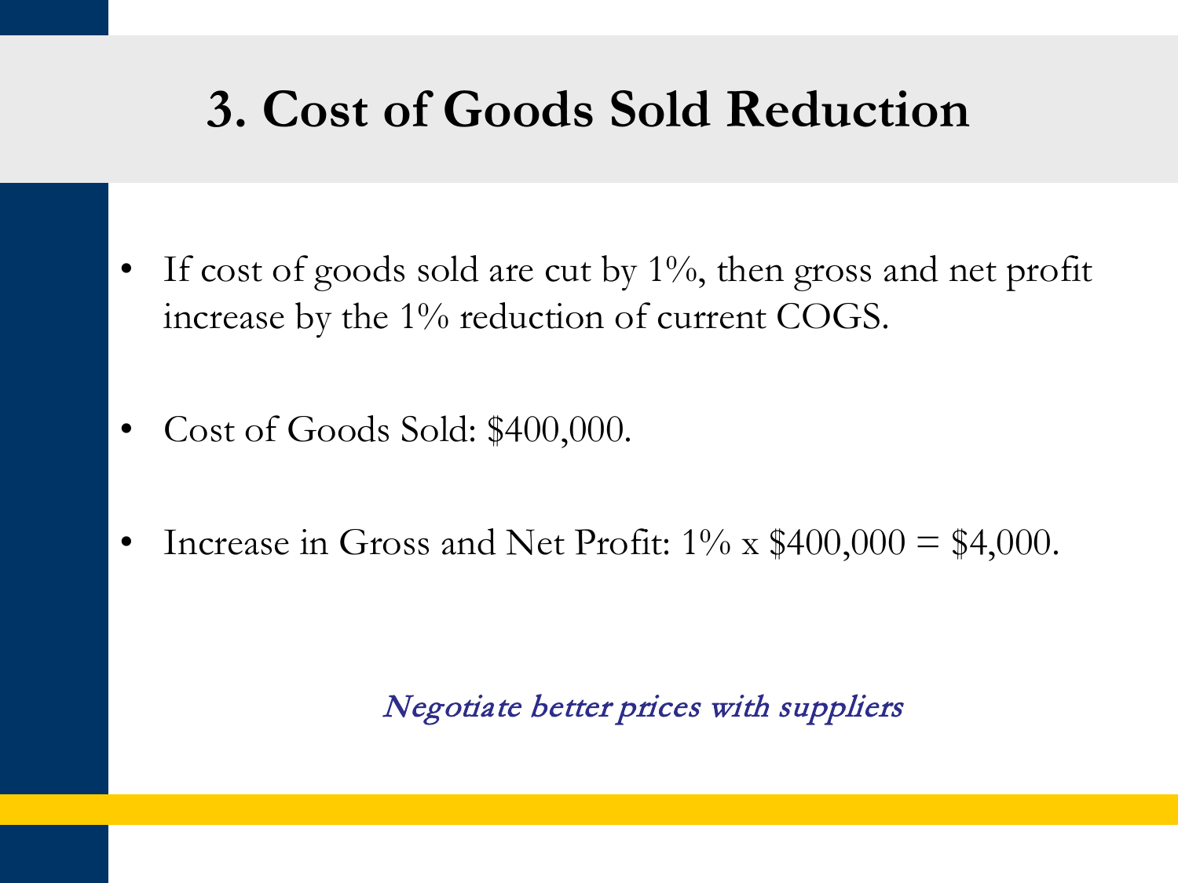# 3. Cost of Goods Sold Reduction

- If cost of goods sold are cut by 1%, then gross and net profit increase by the 1% reduction of current COGS.
- Cost of Goods Sold: $400,000.
- Increase in Gross and Net Profit: 1% x $400,000 = $4,000.

*Negotiate better prices with suppliers*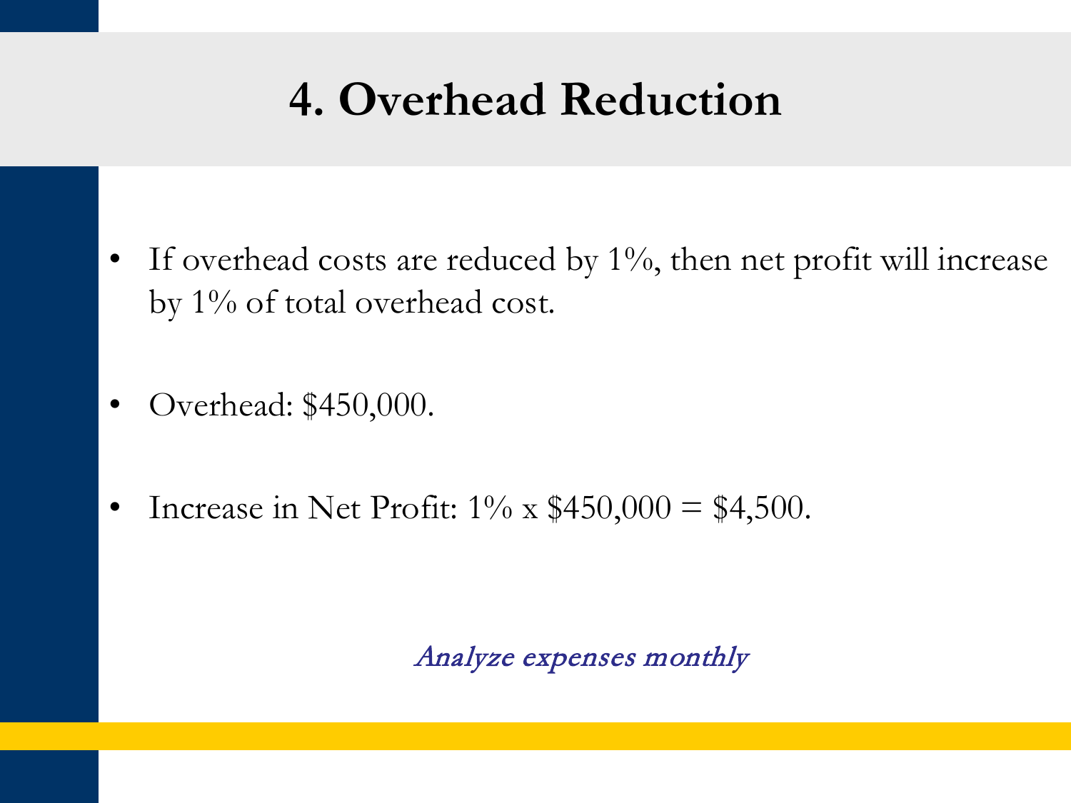# 4. Overhead Reduction

- If overhead costs are reduced by 1%, then net profit will increase by 1% of total overhead cost.

- Overhead: $450,000.

- Increase in Net Profit: 1% x $450,000 = $4,500.

*Analyze expenses monthly*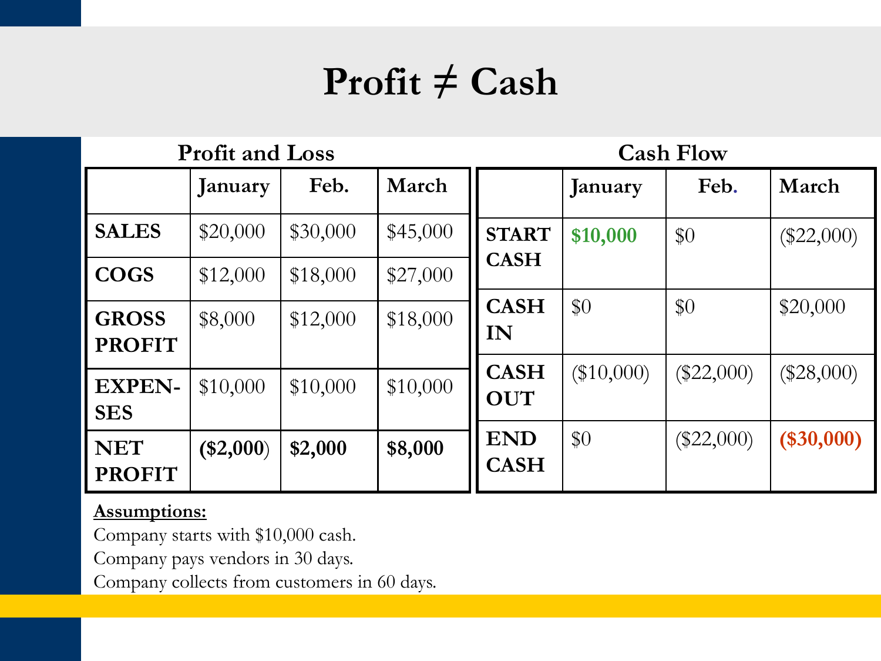# Profit ≠ Cash

**Profit and Loss**

| | January | Feb. | March |
|---|---|---|---|
| **SALES** | $20,000 | $30,000 | $45,000 |
| **COGS** | $12,000 | $18,000 | $27,000 |
| **GROSS PROFIT** | $8,000 | $12,000 | $18,000 |
| **EXPEN-SES** | $10,000 | $10,000 | $10,000 |
| **NET PROFIT** | **($2,000)** | **$2,000** | **$8,000** |

**Cash Flow**

| | January | Feb. | March |
|---|---|---|---|
| **START CASH** | **$10,000** | $0 | ($22,000) |
| **CASH IN** | $0 | $0 | $20,000 |
| **CASH OUT** | ($10,000) | ($22,000) | ($28,000) |
| **END CASH** | $0 | ($22,000) | **($30,000)** |

**<u>Assumptions:</u>**

Company starts with $10,000 cash.

Company pays vendors in 30 days.

Company collects from customers in 60 days.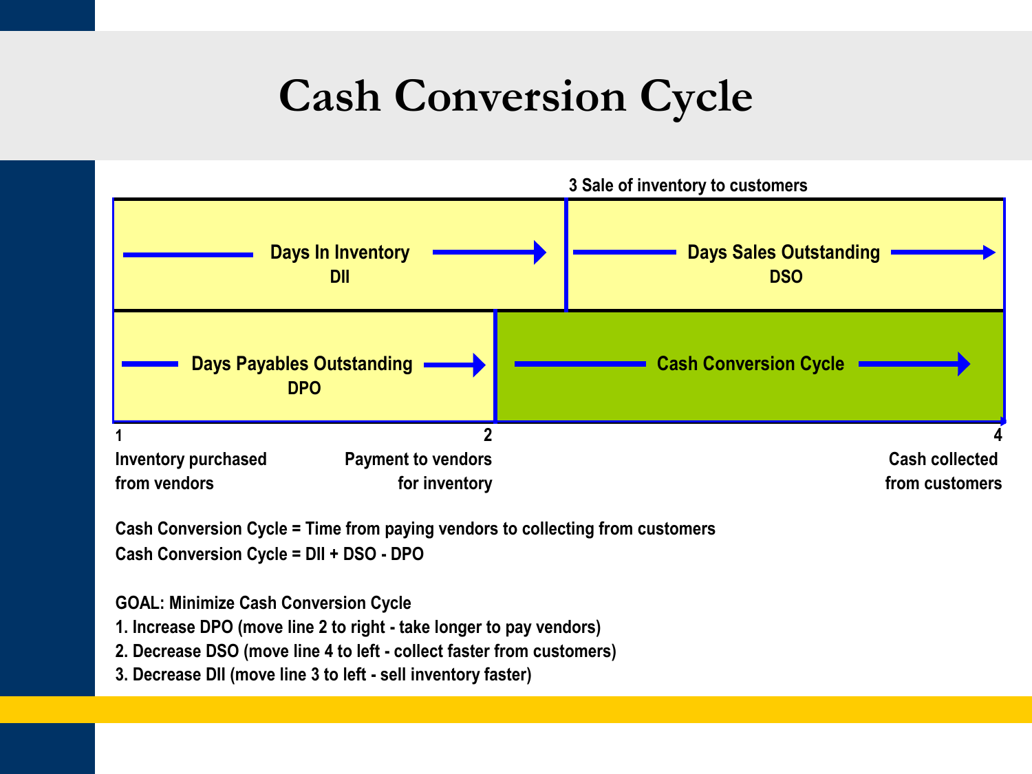# Cash Conversion Cycle

**3 Sale of inventory to customers**

| Days In Inventory DII | | Days Sales Outstanding DSO |
|---|---|---|
| Days Payables Outstanding DPO | Cash Conversion Cycle | |

**1** Inventory purchased from vendors

**2** Payment to vendors for inventory

**4** Cash collected from customers

**Cash Conversion Cycle = Time from paying vendors to collecting from customers**

**Cash Conversion Cycle = DII + DSO - DPO**

**GOAL: Minimize Cash Conversion Cycle**

1. **Increase DPO (move line 2 to right - take longer to pay vendors)**
2. **Decrease DSO (move line 4 to left - collect faster from customers)**
3. **Decrease DII (move line 3 to left - sell inventory faster)**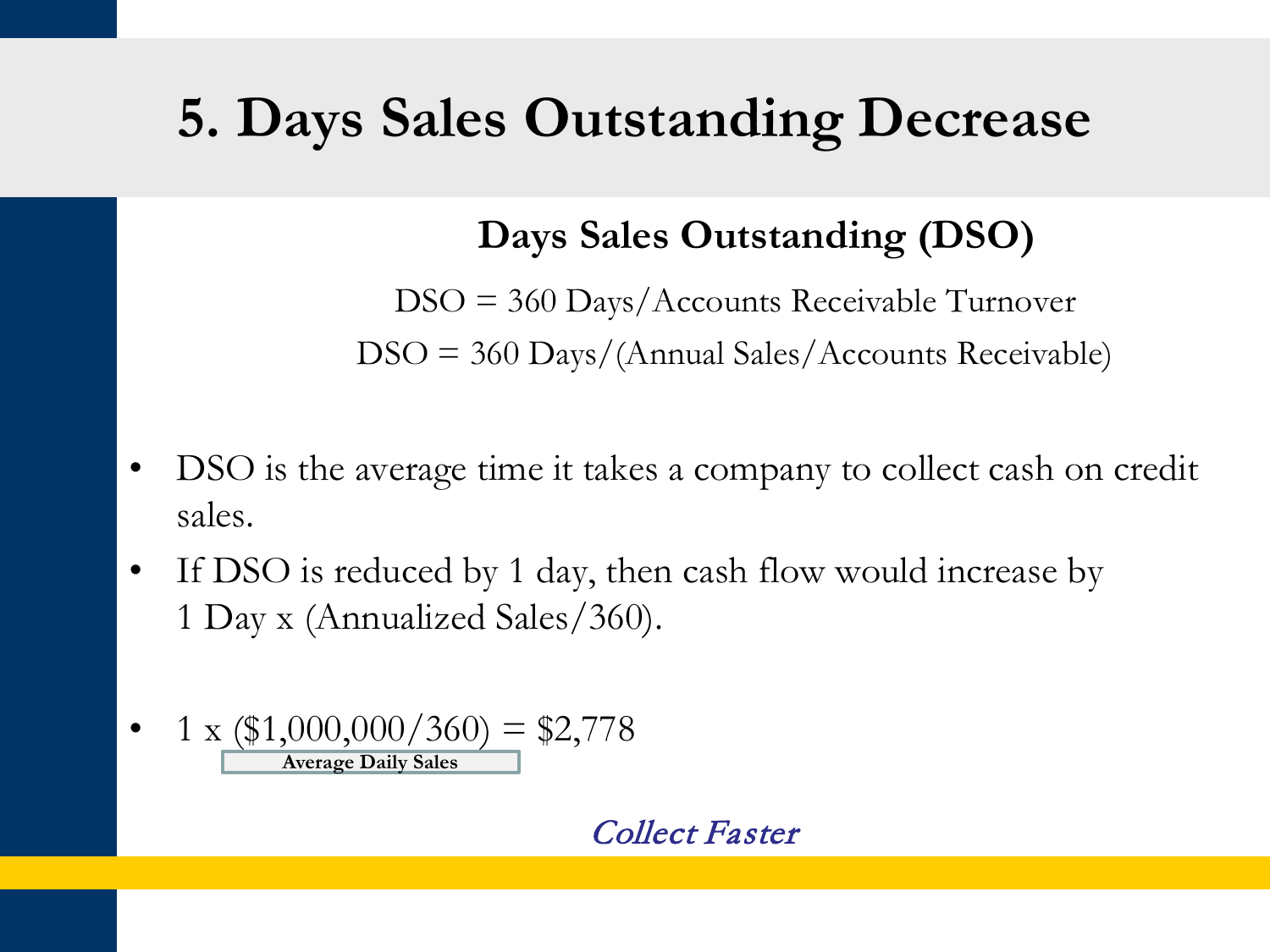# 5. Days Sales Outstanding Decrease

## Days Sales Outstanding (DSO)

DSO = 360 Days/Accounts Receivable Turnover

DSO = 360 Days/(Annual Sales/Accounts Receivable)

- DSO is the average time it takes a company to collect cash on credit sales.
- If DSO is reduced by 1 day, then cash flow would increase by 1 Day x (Annualized Sales/360).
- 1 x ($1,000,000/360) = $2,778

**Average Daily Sales**

*Collect Faster*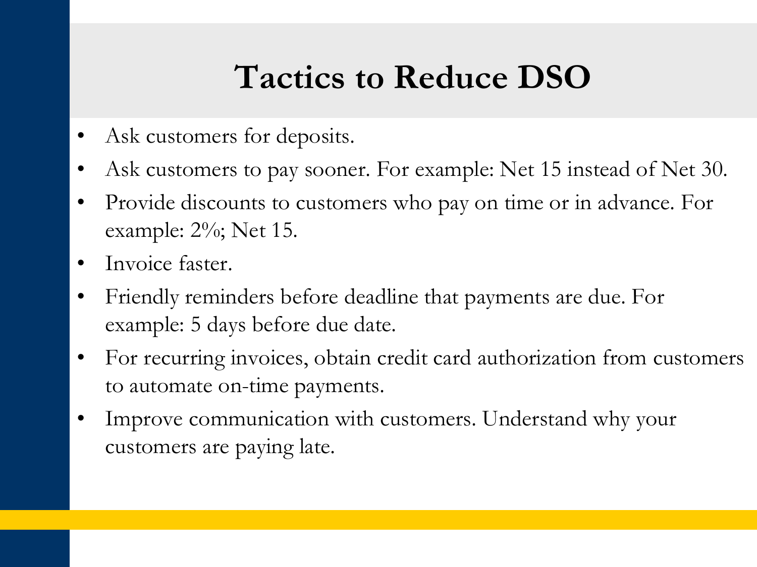# Tactics to Reduce DSO

- Ask customers for deposits.
- Ask customers to pay sooner. For example: Net 15 instead of Net 30.
- Provide discounts to customers who pay on time or in advance. For example: 2%; Net 15.
- Invoice faster.
- Friendly reminders before deadline that payments are due. For example: 5 days before due date.
- For recurring invoices, obtain credit card authorization from customers to automate on-time payments.
- Improve communication with customers. Understand why your customers are paying late.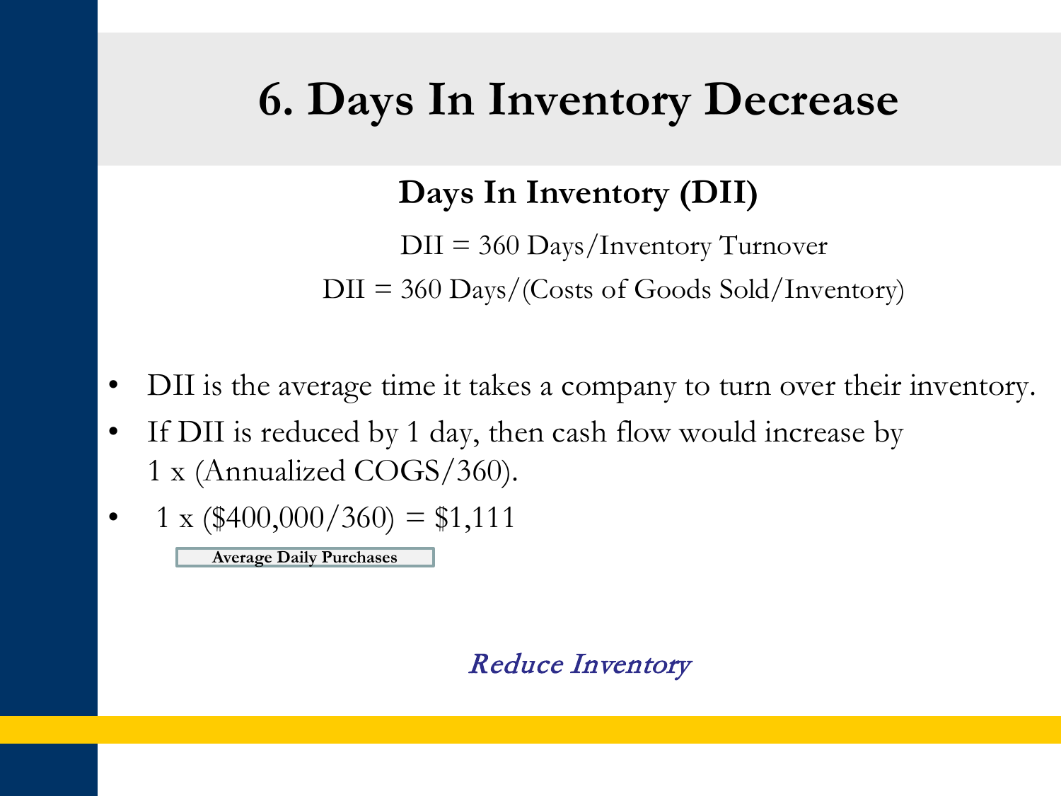# 6. Days In Inventory Decrease

## Days In Inventory (DII)

DII = 360 Days/Inventory Turnover

DII = 360 Days/(Costs of Goods Sold/Inventory)

- DII is the average time it takes a company to turn over their inventory.
- If DII is reduced by 1 day, then cash flow would increase by 1 x (Annualized COGS/360).
- 1 x ($400,000/360) = $1,111

**Average Daily Purchases**

*Reduce Inventory*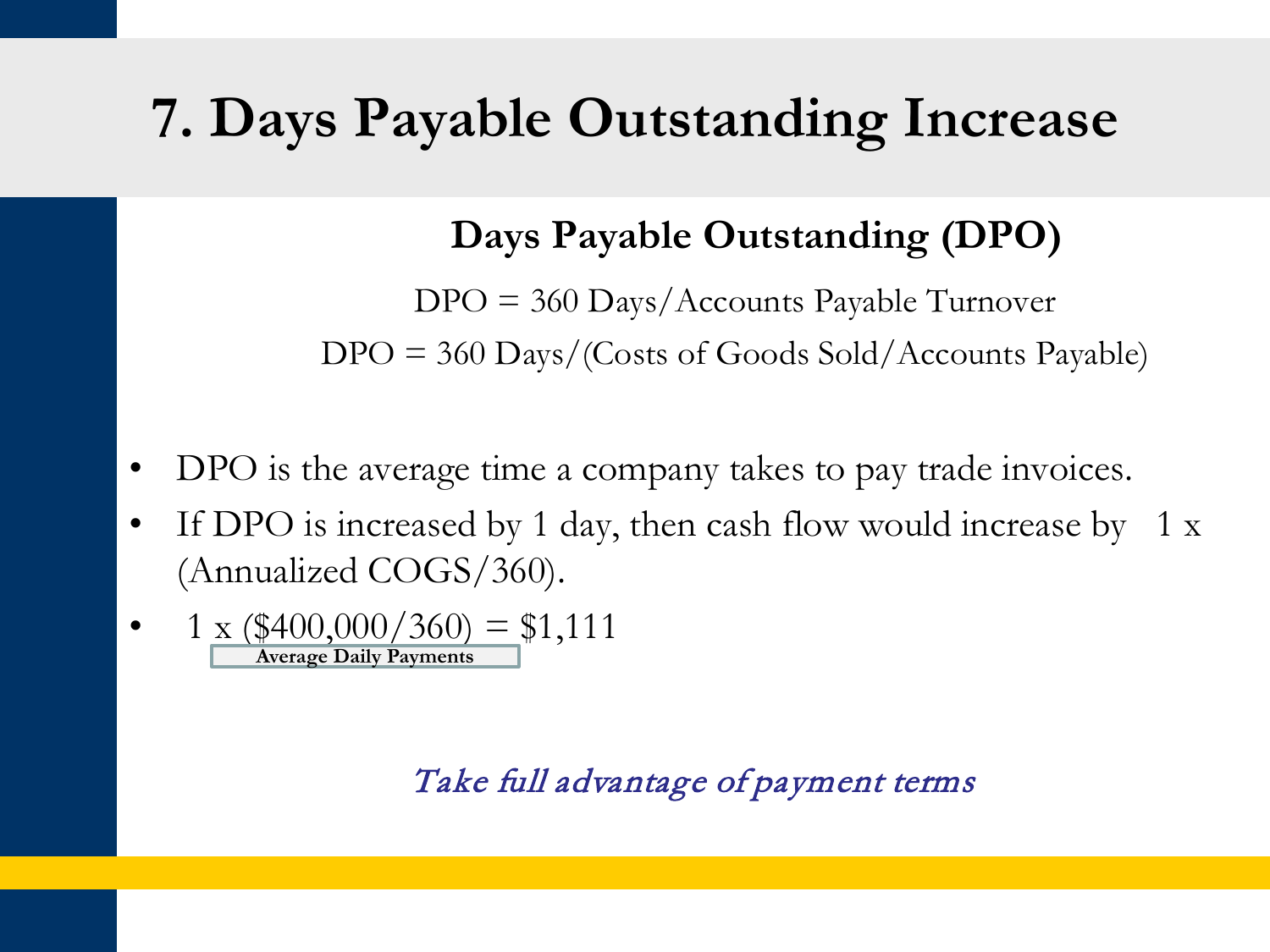# 7. Days Payable Outstanding Increase

## Days Payable Outstanding (DPO)

DPO = 360 Days/Accounts Payable Turnover

DPO = 360 Days/(Costs of Goods Sold/Accounts Payable)

- DPO is the average time a company takes to pay trade invoices.
- If DPO is increased by 1 day, then cash flow would increase by 1 x (Annualized COGS/360).
- 1 x ($400,000/360) = $1,111

  **Average Daily Payments**

*Take full advantage of payment terms*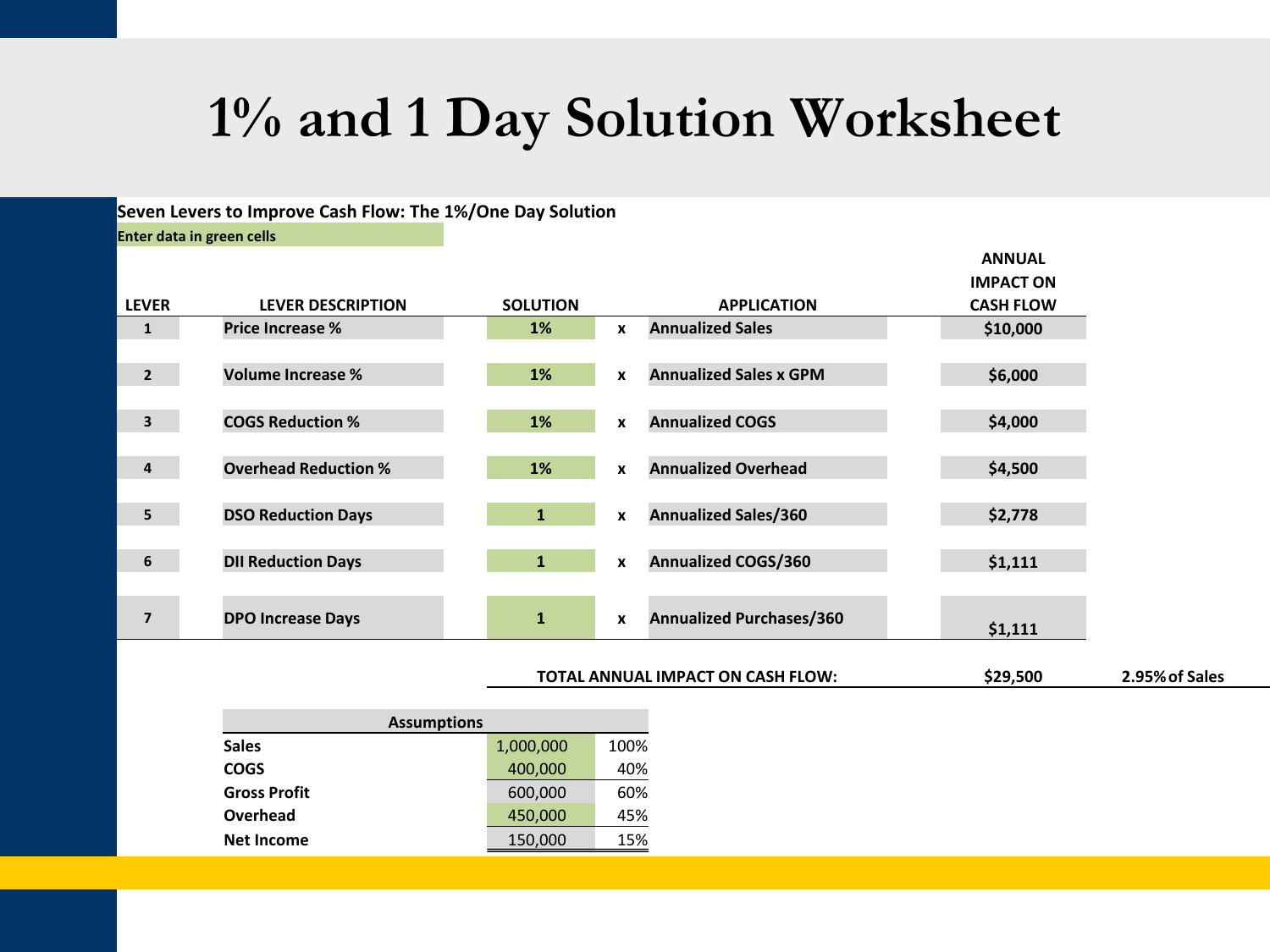# 1% and 1 Day Solution Worksheet

**Seven Levers to Improve Cash Flow: The 1%/One Day Solution**

**Enter data in green cells**

| LEVER | LEVER DESCRIPTION | SOLUTION | | APPLICATION | ANNUAL IMPACT ON CASH FLOW | |
|---|---|---|---|---|---|---|
| 1 | Price Increase % | 1% | x | Annualized Sales | $10,000 | |
| 2 | Volume Increase % | 1% | x | Annualized Sales x GPM | $6,000 | |
| 3 | COGS Reduction % | 1% | x | Annualized COGS | $4,000 | |
| 4 | Overhead Reduction % | 1% | x | Annualized Overhead | $4,500 | |
| 5 | DSO Reduction Days | 1 | x | Annualized Sales/360 | $2,778 | |
| 6 | DII Reduction Days | 1 | x | Annualized COGS/360 | $1,111 | |
| 7 | DPO Increase Days | 1 | x | Annualized Purchases/360 | $1,111 | |
| | | **TOTAL ANNUAL IMPACT ON CASH FLOW:** | | | **$29,500** | **2.95% of Sales** |

| Assumptions | | |
|---|---|---|
| **Sales** | 1,000,000 | 100% |
| **COGS** | 400,000 | 40% |
| **Gross Profit** | 600,000 | 60% |
| **Overhead** | 450,000 | 45% |
| **Net Income** | 150,000 | 15% |